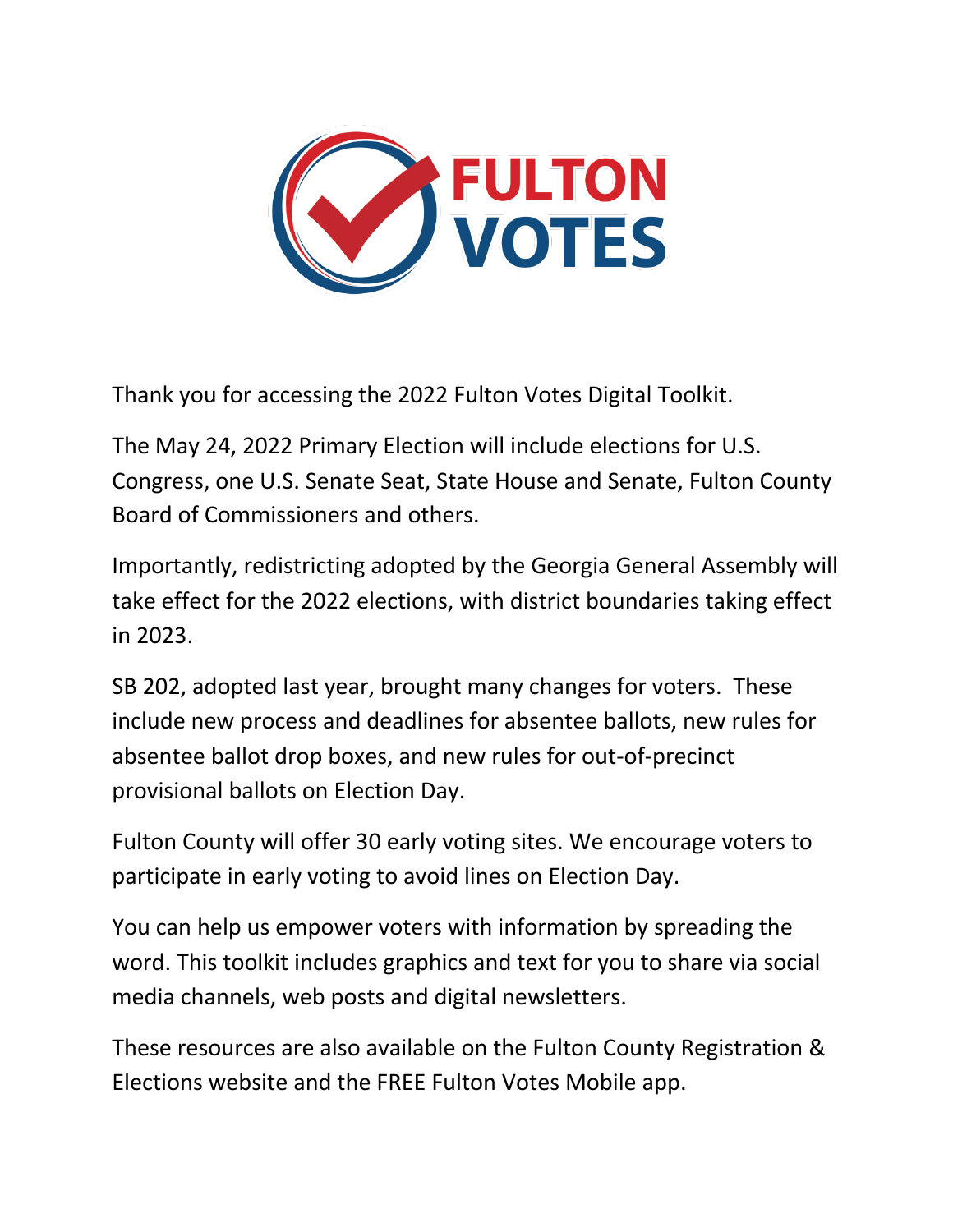# FULTON VOTES

Thank you for accessing the 2022 Fulton Votes Digital Toolkit.

The May 24, 2022 Primary Election will include elections for U.S. Congress, one U.S. Senate Seat, State House and Senate, Fulton County Board of Commissioners and others.

Importantly, redistricting adopted by the Georgia General Assembly will take effect for the 2022 elections, with district boundaries taking effect in 2023.

SB 202, adopted last year, brought many changes for voters. These include new process and deadlines for absentee ballots, new rules for absentee ballot drop boxes, and new rules for out-of-precinct provisional ballots on Election Day.

Fulton County will offer 30 early voting sites. We encourage voters to participate in early voting to avoid lines on Election Day.

You can help us empower voters with information by spreading the word. This toolkit includes graphics and text for you to share via social media channels, web posts and digital newsletters.

These resources are also available on the Fulton County Registration & Elections website and the FREE Fulton Votes Mobile app.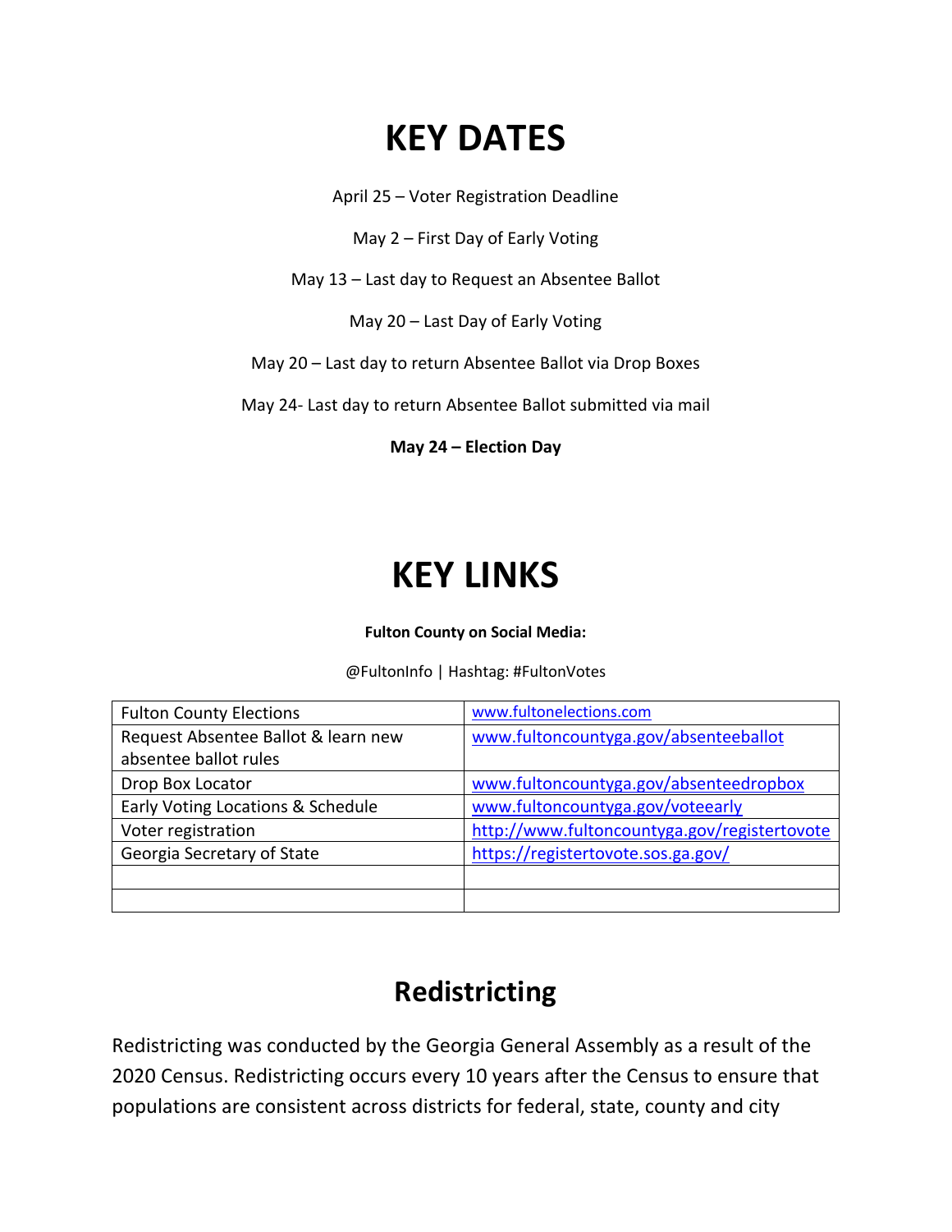# KEY DATES

April 25 – Voter Registration Deadline

May 2 – First Day of Early Voting

May 13 – Last day to Request an Absentee Ballot

May 20 – Last Day of Early Voting

May 20 – Last day to return Absentee Ballot via Drop Boxes

May 24- Last day to return Absentee Ballot submitted via mail

**May 24 – Election Day**

# KEY LINKS

**Fulton County on Social Media:**

@FultonInfo | Hashtag: #FultonVotes

| | |
|---|---|
| Fulton County Elections | www.fultonelections.com |
| Request Absentee Ballot & learn new absentee ballot rules | www.fultoncountyga.gov/absenteeballot |
| Drop Box Locator | www.fultoncountyga.gov/absenteedropbox |
| Early Voting Locations & Schedule | www.fultoncountyga.gov/voteearly |
| Voter registration | http://www.fultoncountyga.gov/registertovote |
| Georgia Secretary of State | https://registertovote.sos.ga.gov/ |
| | |
| | |

## Redistricting

Redistricting was conducted by the Georgia General Assembly as a result of the 2020 Census. Redistricting occurs every 10 years after the Census to ensure that populations are consistent across districts for federal, state, county and city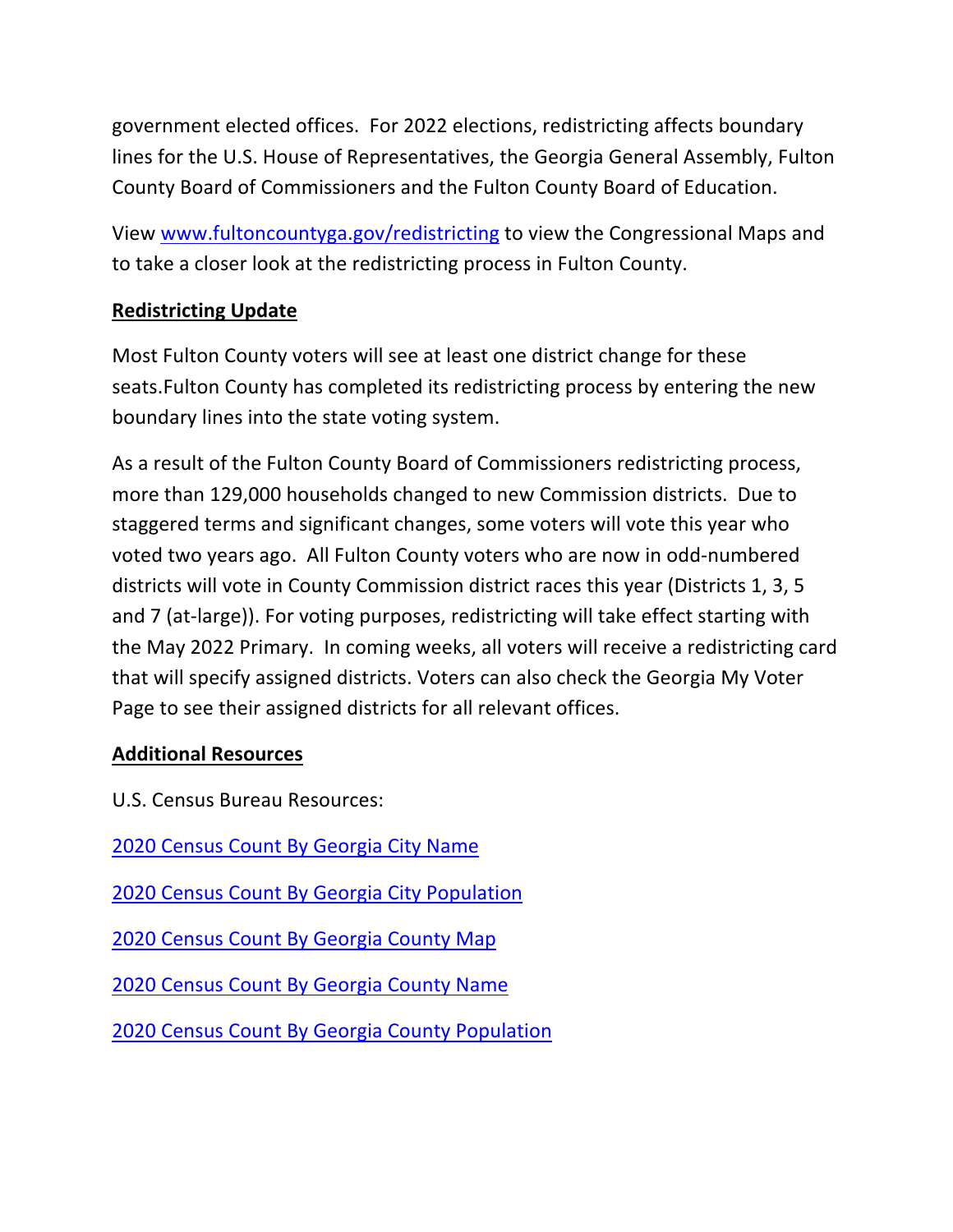government elected offices. For 2022 elections, redistricting affects boundary lines for the U.S. House of Representatives, the Georgia General Assembly, Fulton County Board of Commissioners and the Fulton County Board of Education.

View [www.fultoncountyga.gov/redistricting](www.fultoncountyga.gov/redistricting) to view the Congressional Maps and to take a closer look at the redistricting process in Fulton County.

## Redistricting Update

Most Fulton County voters will see at least one district change for these seats.Fulton County has completed its redistricting process by entering the new boundary lines into the state voting system.

As a result of the Fulton County Board of Commissioners redistricting process, more than 129,000 households changed to new Commission districts. Due to staggered terms and significant changes, some voters will vote this year who voted two years ago. All Fulton County voters who are now in odd-numbered districts will vote in County Commission district races this year (Districts 1, 3, 5 and 7 (at-large)). For voting purposes, redistricting will take effect starting with the May 2022 Primary. In coming weeks, all voters will receive a redistricting card that will specify assigned districts. Voters can also check the Georgia My Voter Page to see their assigned districts for all relevant offices.

## Additional Resources

U.S. Census Bureau Resources:

2020 Census Count By Georgia City Name

2020 Census Count By Georgia City Population

2020 Census Count By Georgia County Map

2020 Census Count By Georgia County Name

2020 Census Count By Georgia County Population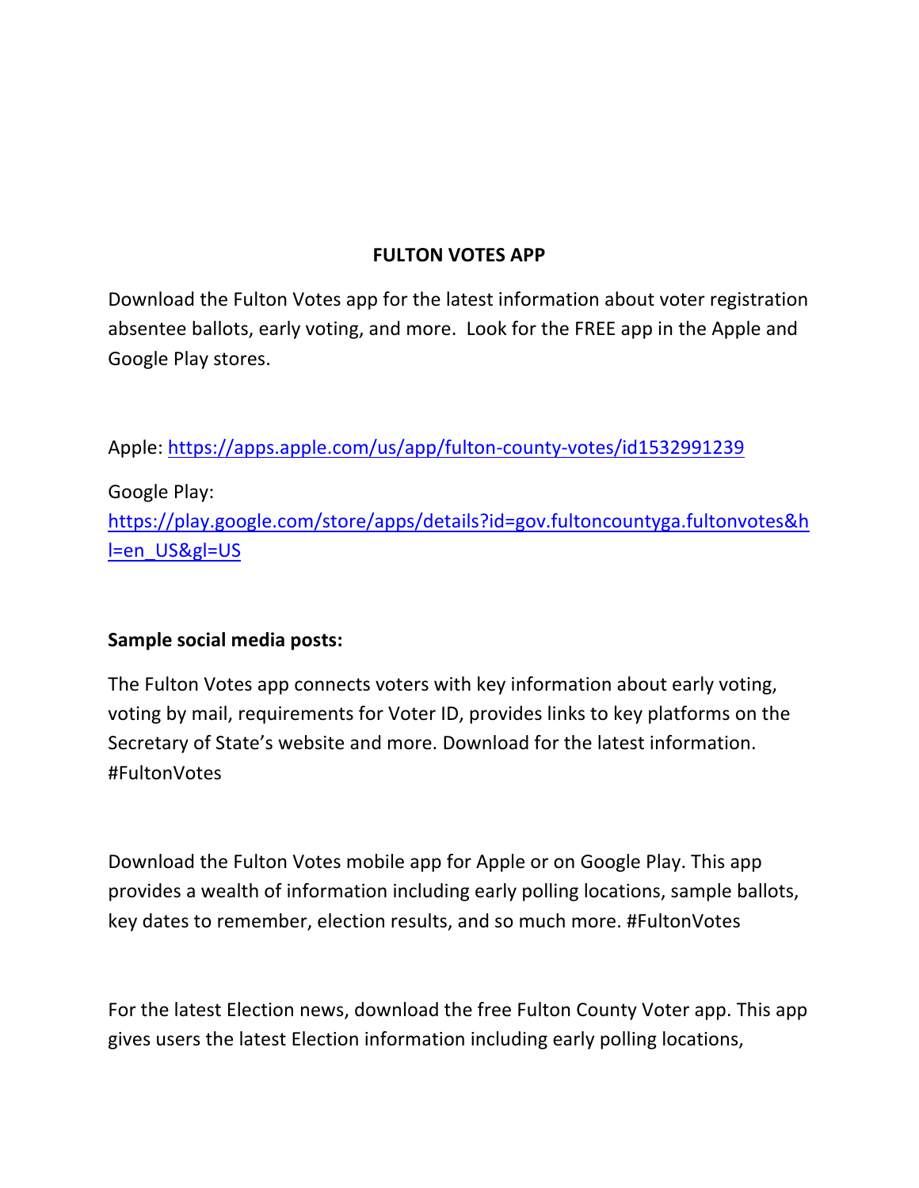# FULTON VOTES APP

Download the Fulton Votes app for the latest information about voter registration absentee ballots, early voting, and more. Look for the FREE app in the Apple and Google Play stores.

Apple: https://apps.apple.com/us/app/fulton-county-votes/id1532991239

Google Play:
https://play.google.com/store/apps/details?id=gov.fultoncountyga.fultonvotes&hl=en_US&gl=US

**Sample social media posts:**

The Fulton Votes app connects voters with key information about early voting, voting by mail, requirements for Voter ID, provides links to key platforms on the Secretary of State's website and more. Download for the latest information. #FultonVotes

Download the Fulton Votes mobile app for Apple or on Google Play. This app provides a wealth of information including early polling locations, sample ballots, key dates to remember, election results, and so much more. #FultonVotes

For the latest Election news, download the free Fulton County Voter app. This app gives users the latest Election information including early polling locations,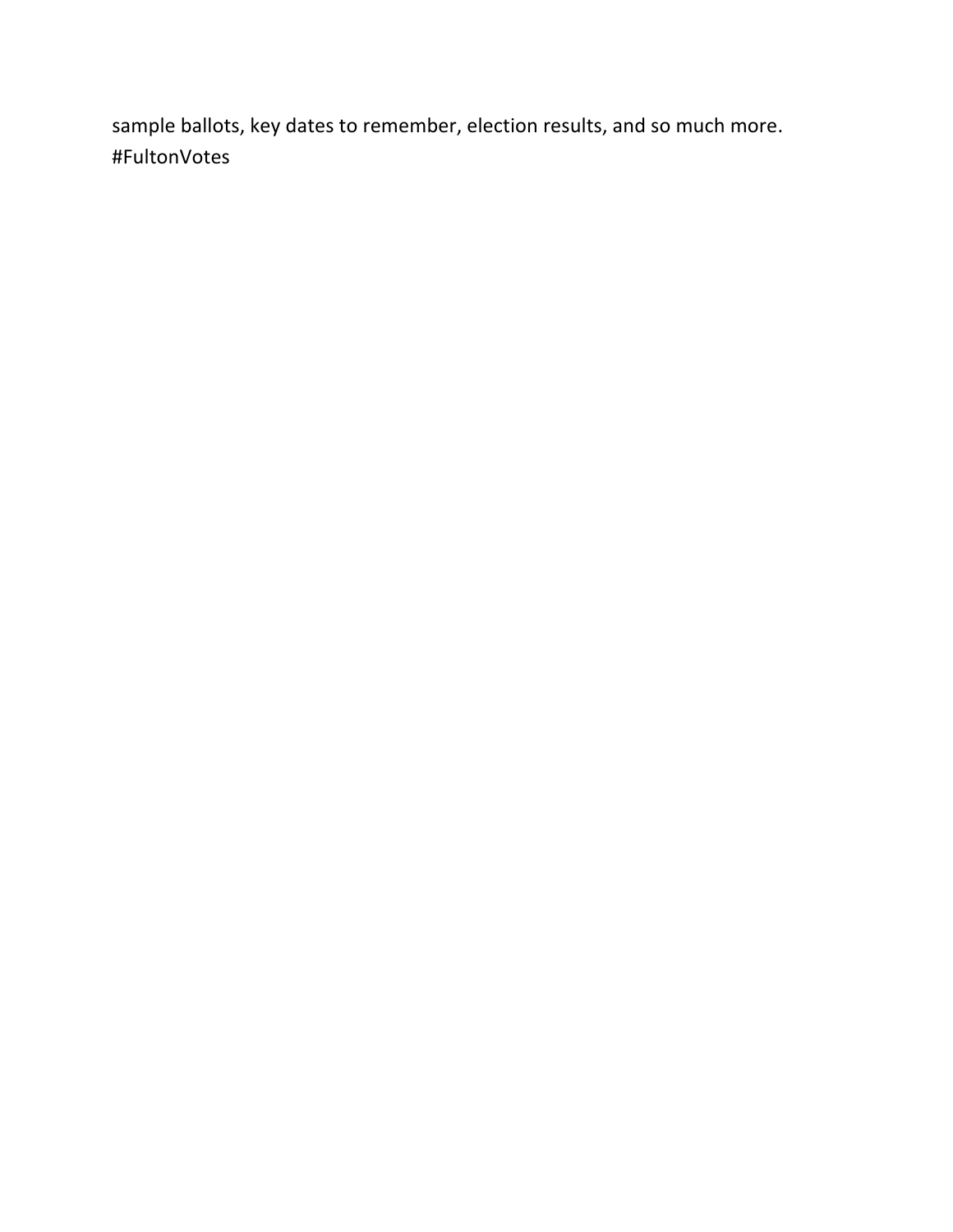sample ballots, key dates to remember, election results, and so much more. #FultonVotes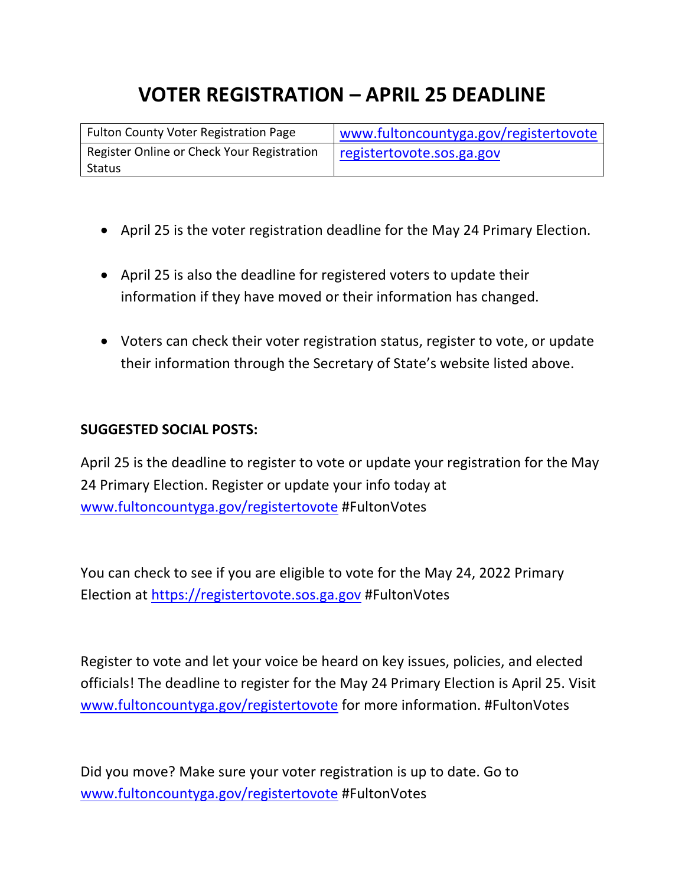# VOTER REGISTRATION – APRIL 25 DEADLINE

| Fulton County Voter Registration Page | www.fultoncountyga.gov/registertovote |
|---|---|
| Register Online or Check Your Registration Status | registertovote.sos.ga.gov |

- April 25 is the voter registration deadline for the May 24 Primary Election.
- April 25 is also the deadline for registered voters to update their information if they have moved or their information has changed.
- Voters can check their voter registration status, register to vote, or update their information through the Secretary of State's website listed above.

**SUGGESTED SOCIAL POSTS:**

April 25 is the deadline to register to vote or update your registration for the May 24 Primary Election. Register or update your info today at www.fultoncountyga.gov/registertovote #FultonVotes

You can check to see if you are eligible to vote for the May 24, 2022 Primary Election at https://registertovote.sos.ga.gov #FultonVotes

Register to vote and let your voice be heard on key issues, policies, and elected officials! The deadline to register for the May 24 Primary Election is April 25. Visit www.fultoncountyga.gov/registertovote for more information. #FultonVotes

Did you move? Make sure your voter registration is up to date. Go to www.fultoncountyga.gov/registertovote #FultonVotes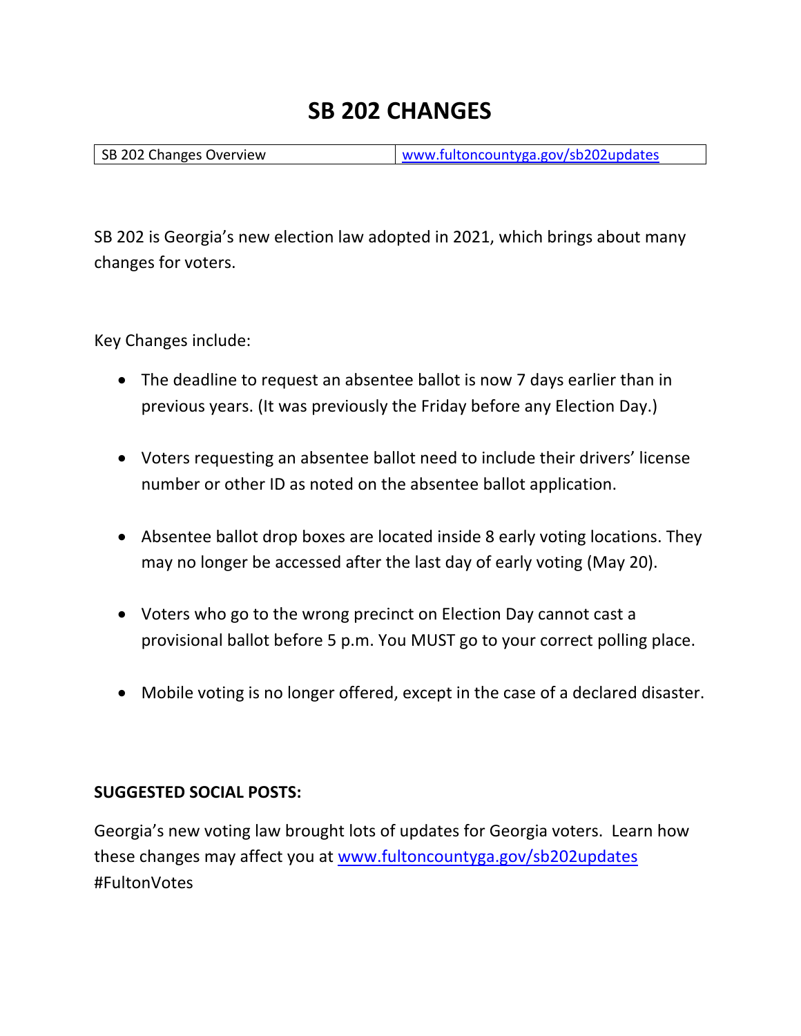# SB 202 CHANGES

| SB 202 Changes Overview | www.fultoncountyga.gov/sb202updates |
|---|---|

SB 202 is Georgia's new election law adopted in 2021, which brings about many changes for voters.

Key Changes include:

- The deadline to request an absentee ballot is now 7 days earlier than in previous years. (It was previously the Friday before any Election Day.)
- Voters requesting an absentee ballot need to include their drivers' license number or other ID as noted on the absentee ballot application.
- Absentee ballot drop boxes are located inside 8 early voting locations. They may no longer be accessed after the last day of early voting (May 20).
- Voters who go to the wrong precinct on Election Day cannot cast a provisional ballot before 5 p.m. You MUST go to your correct polling place.
- Mobile voting is no longer offered, except in the case of a declared disaster.

**SUGGESTED SOCIAL POSTS:**

Georgia's new voting law brought lots of updates for Georgia voters. Learn how these changes may affect you at www.fultoncountyga.gov/sb202updates #FultonVotes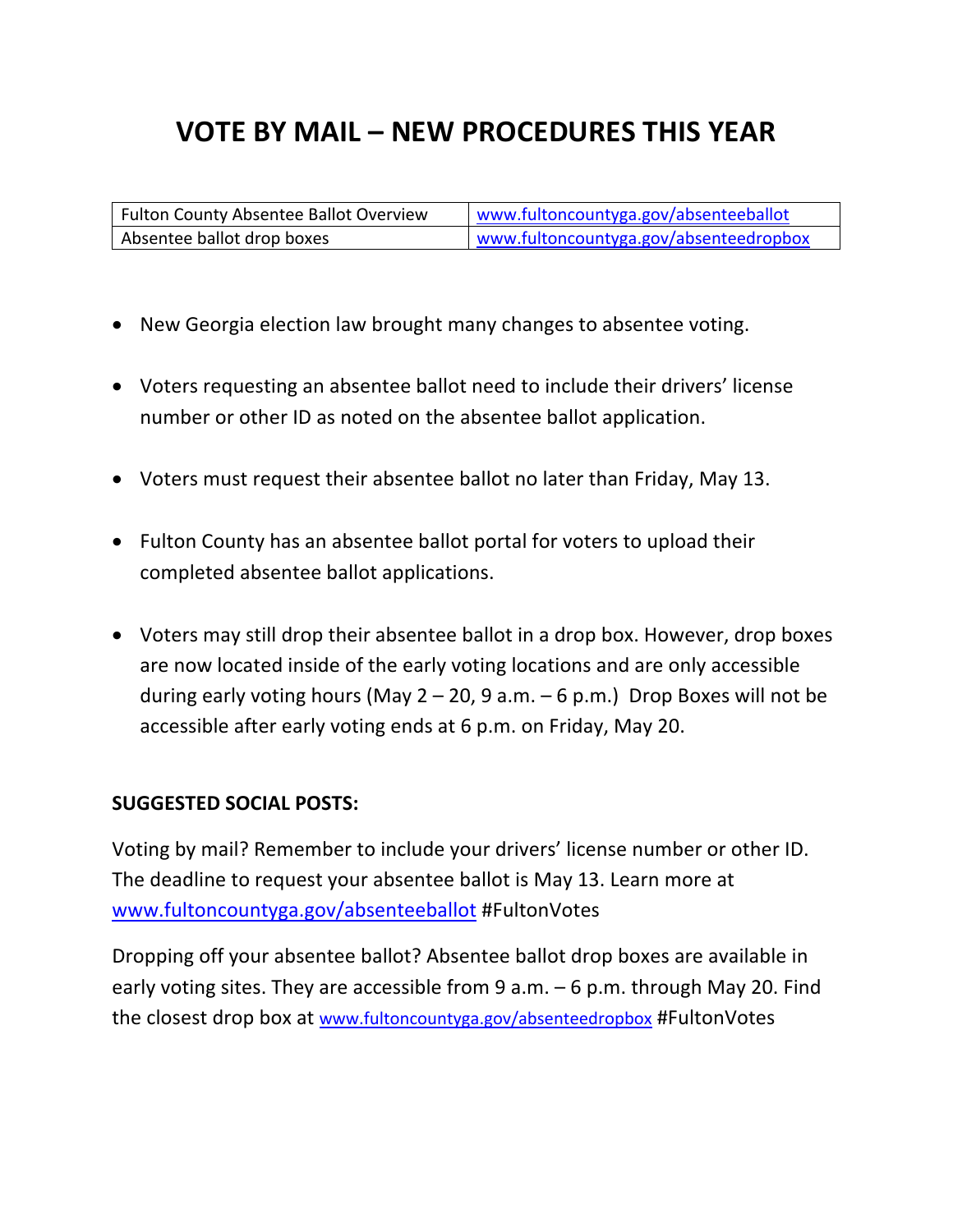# VOTE BY MAIL – NEW PROCEDURES THIS YEAR

| Fulton County Absentee Ballot Overview | www.fultoncountyga.gov/absenteeballot |
| --- | --- |
| Absentee ballot drop boxes | www.fultoncountyga.gov/absenteedropbox |

- New Georgia election law brought many changes to absentee voting.
- Voters requesting an absentee ballot need to include their drivers' license number or other ID as noted on the absentee ballot application.
- Voters must request their absentee ballot no later than Friday, May 13.
- Fulton County has an absentee ballot portal for voters to upload their completed absentee ballot applications.
- Voters may still drop their absentee ballot in a drop box. However, drop boxes are now located inside of the early voting locations and are only accessible during early voting hours (May 2 – 20, 9 a.m. – 6 p.m.) Drop Boxes will not be accessible after early voting ends at 6 p.m. on Friday, May 20.

**SUGGESTED SOCIAL POSTS:**

Voting by mail? Remember to include your drivers' license number or other ID. The deadline to request your absentee ballot is May 13. Learn more at www.fultoncountyga.gov/absenteeballot #FultonVotes

Dropping off your absentee ballot? Absentee ballot drop boxes are available in early voting sites. They are accessible from 9 a.m. – 6 p.m. through May 20. Find the closest drop box at www.fultoncountyga.gov/absenteedropbox #FultonVotes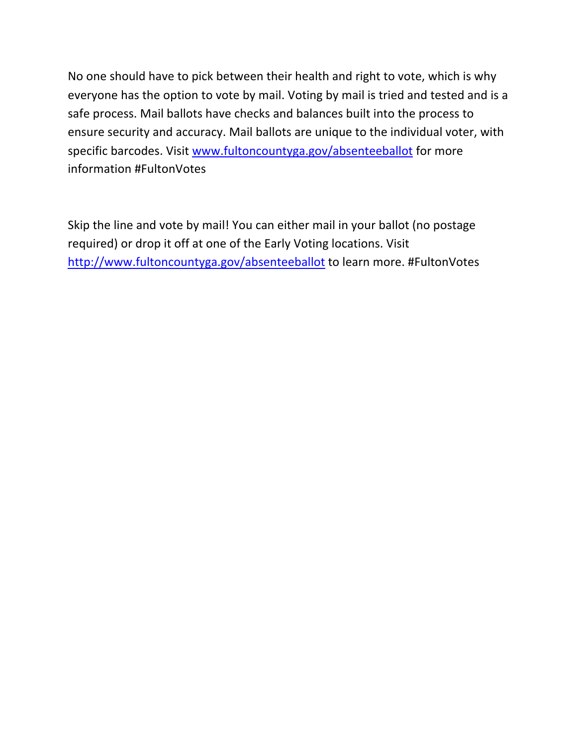No one should have to pick between their health and right to vote, which is why everyone has the option to vote by mail. Voting by mail is tried and tested and is a safe process. Mail ballots have checks and balances built into the process to ensure security and accuracy. Mail ballots are unique to the individual voter, with specific barcodes. Visit [www.fultoncountyga.gov/absenteeballot](www.fultoncountyga.gov/absenteeballot) for more information #FultonVotes

Skip the line and vote by mail! You can either mail in your ballot (no postage required) or drop it off at one of the Early Voting locations. Visit [http://www.fultoncountyga.gov/absenteeballot](http://www.fultoncountyga.gov/absenteeballot) to learn more. #FultonVotes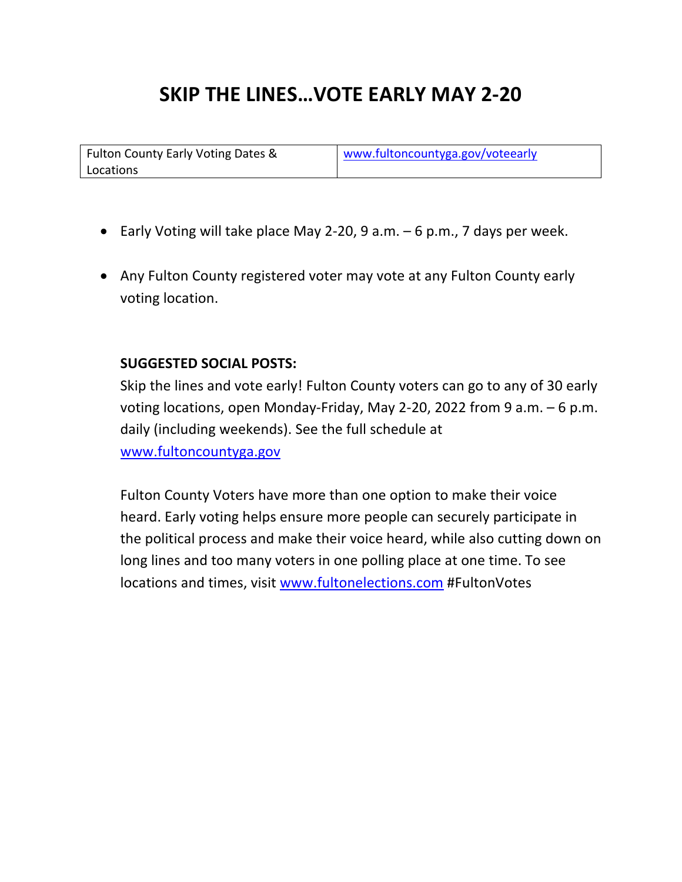# SKIP THE LINES…VOTE EARLY MAY 2-20

| Fulton County Early Voting Dates & Locations | www.fultoncountyga.gov/voteearly |
|---|---|

- Early Voting will take place May 2-20, 9 a.m. – 6 p.m., 7 days per week.
- Any Fulton County registered voter may vote at any Fulton County early voting location.

**SUGGESTED SOCIAL POSTS:**

Skip the lines and vote early! Fulton County voters can go to any of 30 early voting locations, open Monday-Friday, May 2-20, 2022 from 9 a.m. – 6 p.m. daily (including weekends). See the full schedule at www.fultoncountyga.gov

Fulton County Voters have more than one option to make their voice heard. Early voting helps ensure more people can securely participate in the political process and make their voice heard, while also cutting down on long lines and too many voters in one polling place at one time. To see locations and times, visit www.fultonelections.com #FultonVotes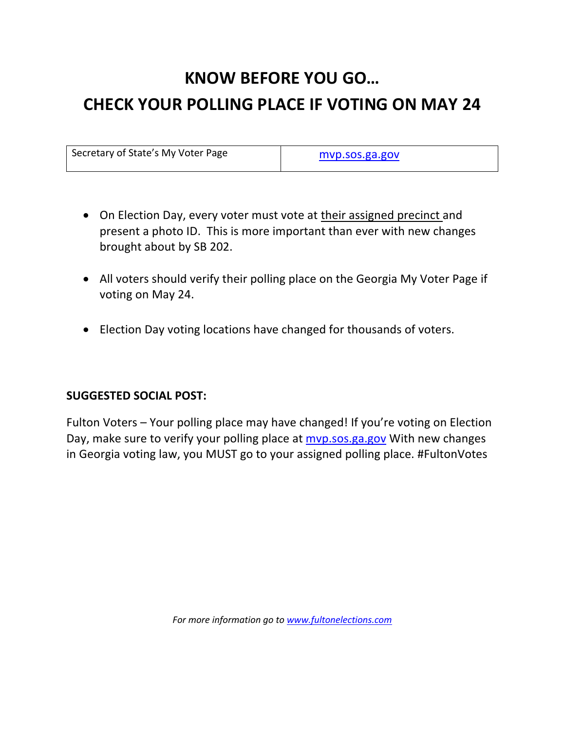# KNOW BEFORE YOU GO…

# CHECK YOUR POLLING PLACE IF VOTING ON MAY 24

| | |
|---|---|
| Secretary of State's My Voter Page | mvp.sos.ga.gov |

- On Election Day, every voter must vote at their assigned precinct and present a photo ID. This is more important than ever with new changes brought about by SB 202.

- All voters should verify their polling place on the Georgia My Voter Page if voting on May 24.

- Election Day voting locations have changed for thousands of voters.

**SUGGESTED SOCIAL POST:**

Fulton Voters – Your polling place may have changed! If you're voting on Election Day, make sure to verify your polling place at mvp.sos.ga.gov With new changes in Georgia voting law, you MUST go to your assigned polling place. #FultonVotes

*For more information go to www.fultonelections.com*